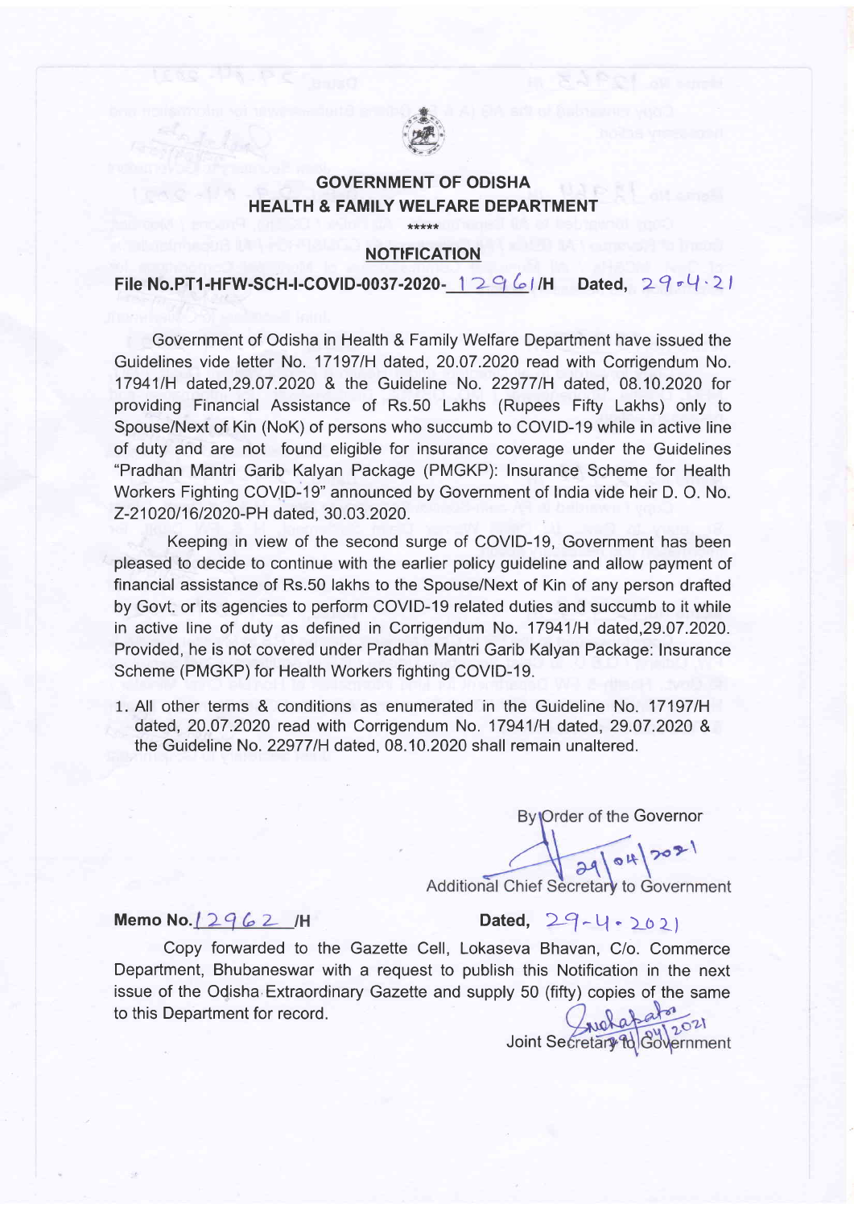## GOVERNMENT OF ODISHA
## HEALTH & FAMILY WELFARE DEPARTMENT

\*\*\*\*\*

### NOTIFICATION

**File No.PT1-HFW-SCH-I-COVID-0037-2020- 12961 /H Dated, 29.4.21**

Government of Odisha in Health & Family Welfare Department have issued the Guidelines vide letter No. 17197/H dated, 20.07.2020 read with Corrigendum No. 17941/H dated,29.07.2020 & the Guideline No. 22977/H dated, 08.10.2020 for providing Financial Assistance of Rs.50 Lakhs (Rupees Fifty Lakhs) only to Spouse/Next of Kin (NoK) of persons who succumb to COVID-19 while in active line of duty and are not found eligible for insurance coverage under the Guidelines "Pradhan Mantri Garib Kalyan Package (PMGKP): Insurance Scheme for Health Workers Fighting COVID-19" announced by Government of India vide heir D. O. No. Z-21020/16/2020-PH dated, 30.03.2020.

Keeping in view of the second surge of COVID-19, Government has been pleased to decide to continue with the earlier policy guideline and allow payment of financial assistance of Rs.50 lakhs to the Spouse/Next of Kin of any person drafted by Govt. or its agencies to perform COVID-19 related duties and succumb to it while in active line of duty as defined in Corrigendum No. 17941/H dated,29.07.2020. Provided, he is not covered under Pradhan Mantri Garib Kalyan Package: Insurance Scheme (PMGKP) for Health Workers fighting COVID-19.

1. All other terms & conditions as enumerated in the Guideline No. 17197/H dated, 20.07.2020 read with Corrigendum No. 17941/H dated, 29.07.2020 & the Guideline No. 22977/H dated, 08.10.2020 shall remain unaltered.

By Order of the Governor

29/04/2021

Additional Chief Secretary to Government

**Memo No. 12962 /H Dated, 29-4-2021**

Copy forwarded to the Gazette Cell, Lokaseva Bhavan, C/o. Commerce Department, Bhubaneswar with a request to publish this Notification in the next issue of the Odisha Extraordinary Gazette and supply 50 (fifty) copies of the same to this Department for record.

Joint Secretary to Government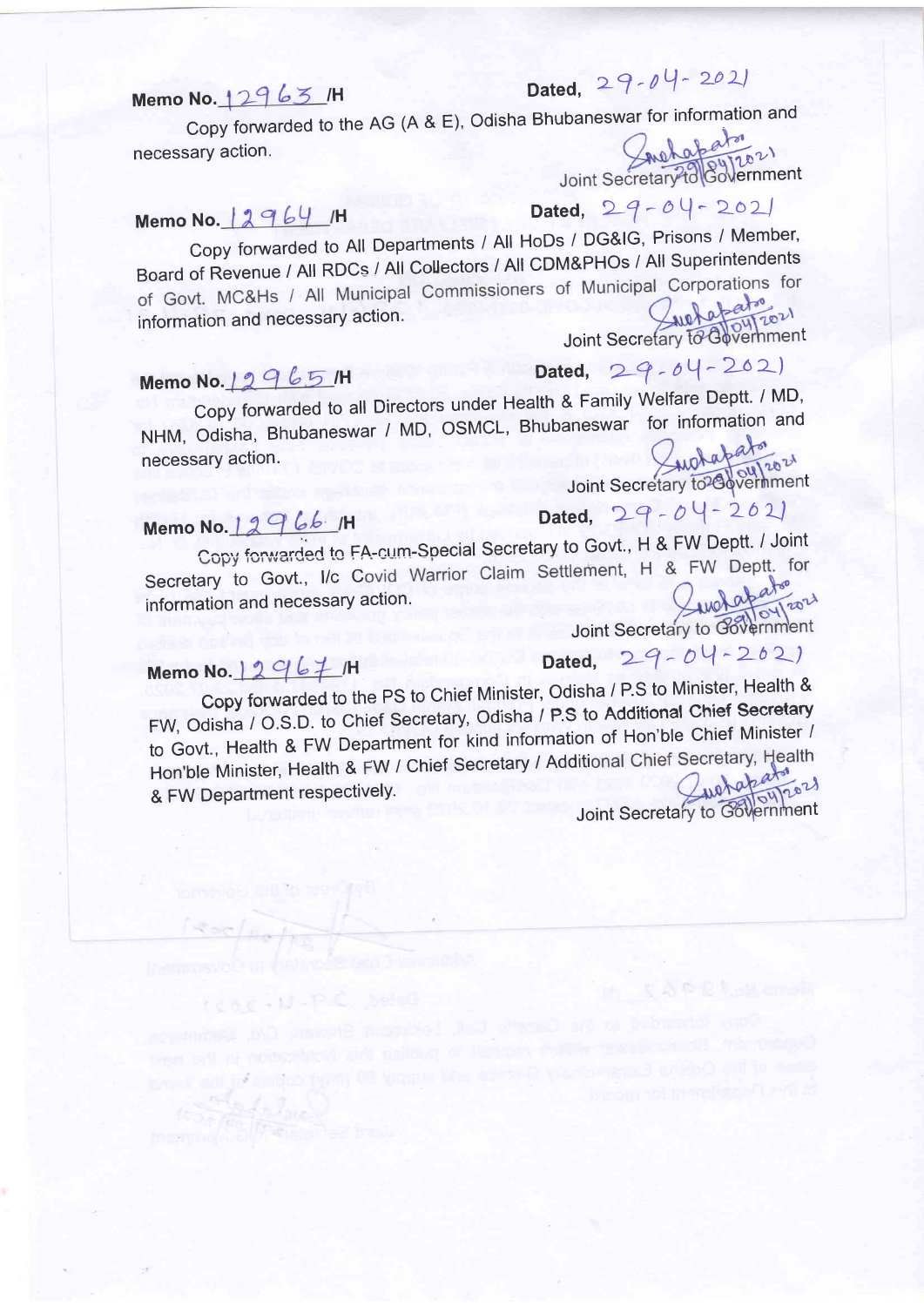Memo No. 12963 /H Dated, 29-04-2021

Copy forwarded to the AG (A & E), Odisha Bhubaneswar for information and necessary action.

Joint Secretary to Government

Memo No. 12964 /H Dated, 29-04-2021

Copy forwarded to All Departments / All HoDs / DG&IG, Prisons / Member, Board of Revenue / All RDCs / All Collectors / All CDM&PHOs / All Superintendents of Govt. MC&Hs / All Municipal Commissioners of Municipal Corporations for information and necessary action.

Joint Secretary to Government

Memo No. 12965 /H Dated, 29-04-2021

Copy forwarded to all Directors under Health & Family Welfare Deptt. / MD, NHM, Odisha, Bhubaneswar / MD, OSMCL, Bhubaneswar for information and necessary action.

Joint Secretary to Government

Memo No. 12966 /H Dated, 29-04-2021

Copy forwarded to FA-cum-Special Secretary to Govt., H & FW Deptt. / Joint Secretary to Govt., I/c Covid Warrior Claim Settlement, H & FW Deptt. for information and necessary action.

Joint Secretary to Government

Memo No. 12967 /H Dated, 29-04-2021

Copy forwarded to the PS to Chief Minister, Odisha / P.S to Minister, Health & FW, Odisha / O.S.D. to Chief Secretary, Odisha / P.S to Additional Chief Secretary to Govt., Health & FW Department for kind information of Hon'ble Chief Minister / Hon'ble Minister, Health & FW / Chief Secretary / Additional Chief Secretary, Health & FW Department respectively.

Joint Secretary to Government